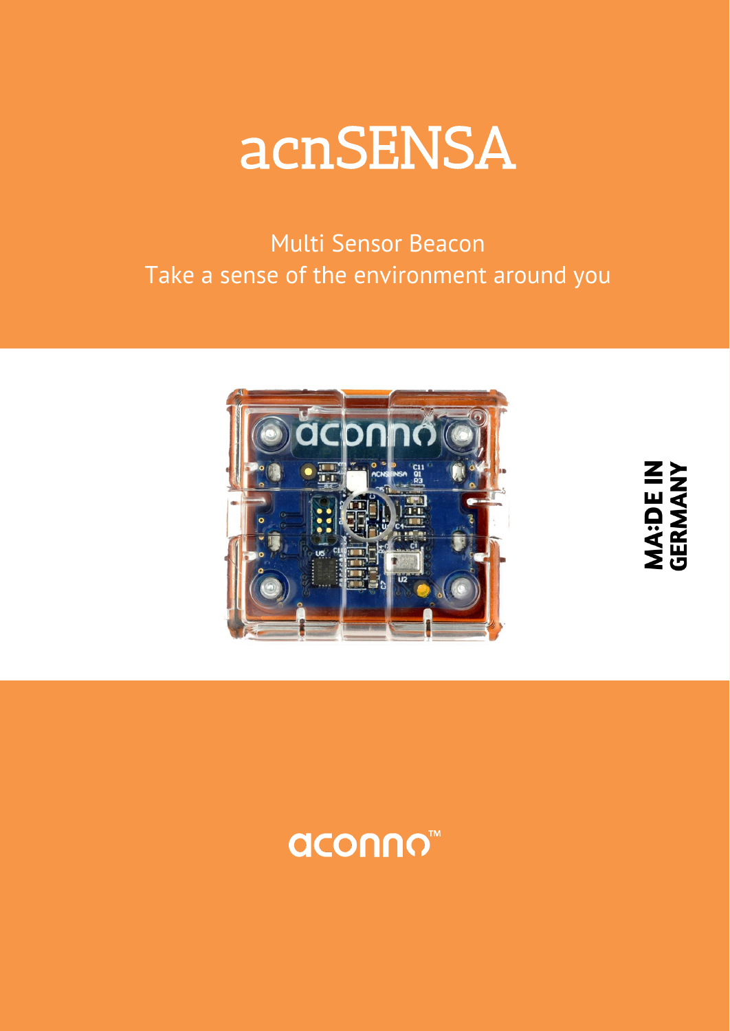# acnSENSA

Multi Sensor Beacon
Take a sense of the environment around you

MA:DE IN GERMANY

aconno™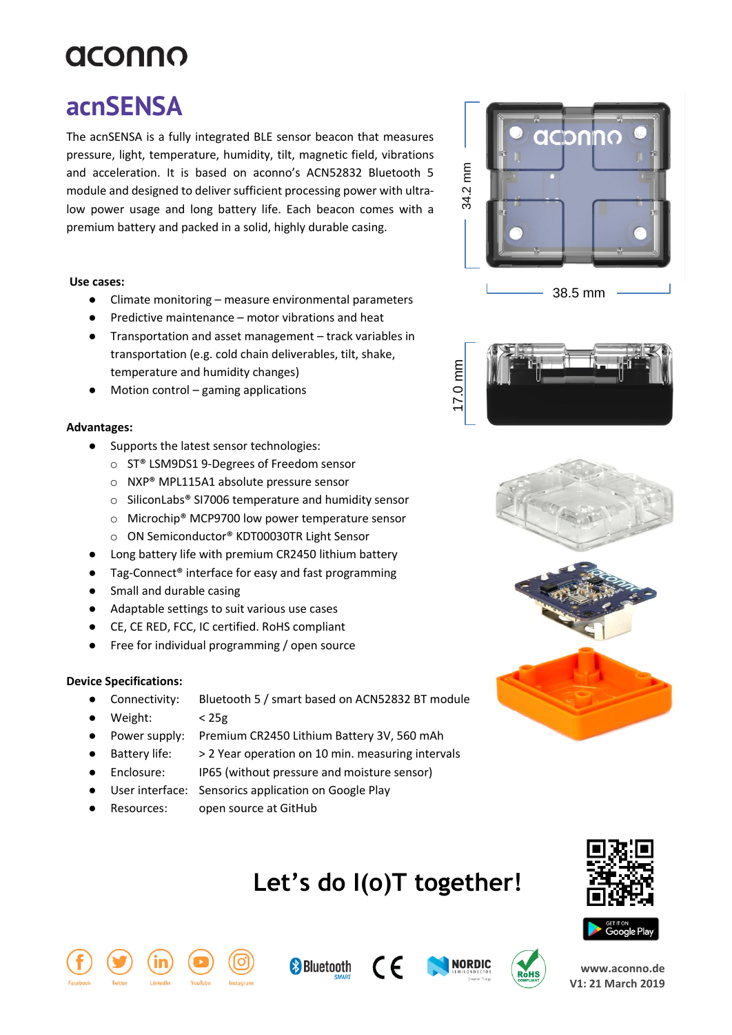# aconno

## acnSENSA

The acnSENSA is a fully integrated BLE sensor beacon that measures pressure, light, temperature, humidity, tilt, magnetic field, vibrations and acceleration. It is based on aconno's ACN52832 Bluetooth 5 module and designed to deliver sufficient processing power with ultra-low power usage and long battery life. Each beacon comes with a premium battery and packed in a solid, highly durable casing.

34.2 mm

38.5 mm

17.0 mm

**Use cases:**

- Climate monitoring – measure environmental parameters
- Predictive maintenance – motor vibrations and heat
- Transportation and asset management – track variables in transportation (e.g. cold chain deliverables, tilt, shake, temperature and humidity changes)
- Motion control – gaming applications

**Advantages:**

- Supports the latest sensor technologies:
  - ST® LSM9DS1 9-Degrees of Freedom sensor
  - NXP® MPL115A1 absolute pressure sensor
  - SiliconLabs® SI7006 temperature and humidity sensor
  - Microchip® MCP9700 low power temperature sensor
  - ON Semiconductor® KDT00030TR Light Sensor
- Long battery life with premium CR2450 lithium battery
- Tag-Connect® interface for easy and fast programming
- Small and durable casing
- Adaptable settings to suit various use cases
- CE, CE RED, FCC, IC certified. RoHS compliant
- Free for individual programming / open source

**Device Specifications:**

- Connectivity: Bluetooth 5 / smart based on ACN52832 BT module
- Weight: < 25g
- Power supply: Premium CR2450 Lithium Battery 3V, 560 mAh
- Battery life: > 2 Year operation on 10 min. measuring intervals
- Enclosure: IP65 (without pressure and moisture sensor)
- User interface: Sensorics application on Google Play
- Resources: open source at GitHub

## Let's do I(o)T together!

GET IT ON Google Play

Facebook Twitter LinkedIn YouTube Instagram

Bluetooth SMART · CE · NORDIC SEMICONDUCTOR · RoHS COMPLIANT

www.aconno.de
V1: 21 March 2019